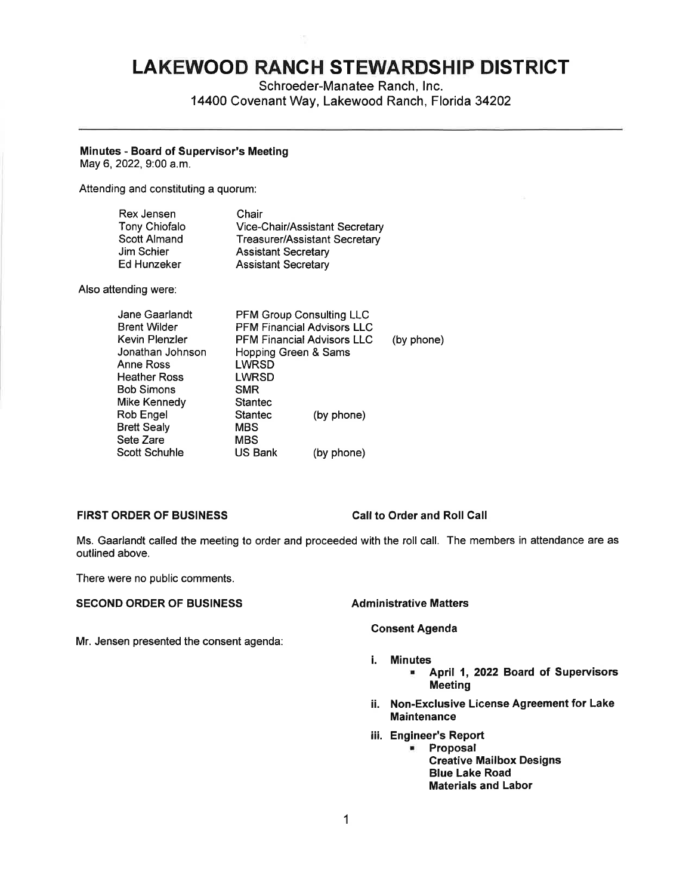# LAKEWOOD RANCH STEWARDSHIP DISTRICT

Schroeder-Manatee Ranch, Inc.
14400 Covenant Way, Lakewood Ranch, Florida 34202

---

**Minutes - Board of Supervisor's Meeting**
May 6, 2022, 9:00 a.m.

Attending and constituting a quorum:

| | |
|---|---|
| Rex Jensen | Chair |
| Tony Chiofalo | Vice-Chair/Assistant Secretary |
| Scott Almand | Treasurer/Assistant Secretary |
| Jim Schier | Assistant Secretary |
| Ed Hunzeker | Assistant Secretary |

Also attending were:

| | | |
|---|---|---|
| Jane Gaarlandt | PFM Group Consulting LLC | |
| Brent Wilder | PFM Financial Advisors LLC | |
| Kevin Plenzler | PFM Financial Advisors LLC | (by phone) |
| Jonathan Johnson | Hopping Green & Sams | |
| Anne Ross | LWRSD | |
| Heather Ross | LWRSD | |
| Bob Simons | SMR | |
| Mike Kennedy | Stantec | |
| Rob Engel | Stantec | (by phone) |
| Brett Sealy | MBS | |
| Sete Zare | MBS | |
| Scott Schuhle | US Bank | (by phone) |

**FIRST ORDER OF BUSINESS** **Call to Order and Roll Call**

Ms. Gaarlandt called the meeting to order and proceeded with the roll call. The members in attendance are as outlined above.

There were no public comments.

**SECOND ORDER OF BUSINESS** **Administrative Matters**

**Consent Agenda**

Mr. Jensen presented the consent agenda:

- **i. Minutes**
  - **April 1, 2022 Board of Supervisors Meeting**
- **ii. Non-Exclusive License Agreement for Lake Maintenance**
- **iii. Engineer's Report**
  - **Proposal**
    **Creative Mailbox Designs**
    **Blue Lake Road**
    **Materials and Labor**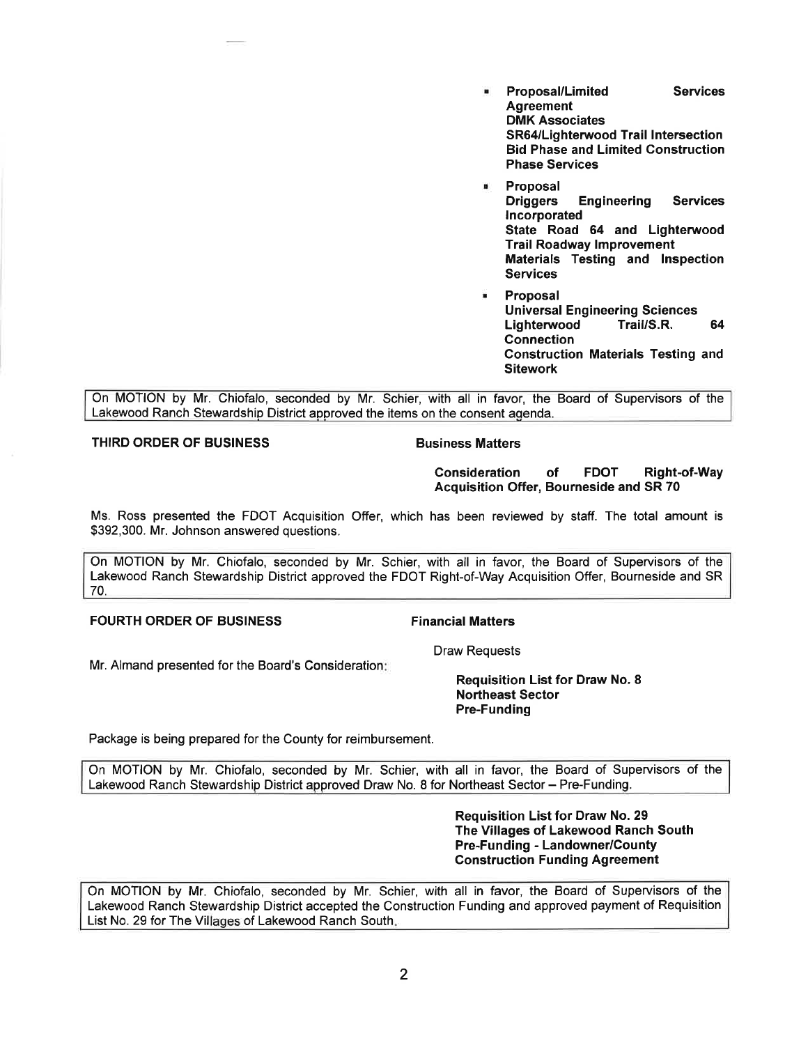- **Proposal/Limited Services Agreement**
  **DMK Associates**
  **SR64/Lighterwood Trail Intersection Bid Phase and Limited Construction Phase Services**
- **Proposal**
  **Driggers Engineering Services Incorporated**
  **State Road 64 and Lighterwood Trail Roadway Improvement Materials Testing and Inspection Services**
- **Proposal**
  **Universal Engineering Sciences**
  **Lighterwood Trail/S.R. 64 Connection**
  **Construction Materials Testing and Sitework**

> On MOTION by Mr. Chiofalo, seconded by Mr. Schier, with all in favor, the Board of Supervisors of the Lakewood Ranch Stewardship District approved the items on the consent agenda.

**THIRD ORDER OF BUSINESS** **Business Matters**

**Consideration of FDOT Right-of-Way Acquisition Offer, Bourneside and SR 70**

Ms. Ross presented the FDOT Acquisition Offer, which has been reviewed by staff. The total amount is $392,300. Mr. Johnson answered questions.

> On MOTION by Mr. Chiofalo, seconded by Mr. Schier, with all in favor, the Board of Supervisors of the Lakewood Ranch Stewardship District approved the FDOT Right-of-Way Acquisition Offer, Bourneside and SR 70.

**FOURTH ORDER OF BUSINESS** **Financial Matters**

Draw Requests

Mr. Almand presented for the Board's Consideration:

**Requisition List for Draw No. 8**
**Northeast Sector**
**Pre-Funding**

Package is being prepared for the County for reimbursement.

> On MOTION by Mr. Chiofalo, seconded by Mr. Schier, with all in favor, the Board of Supervisors of the Lakewood Ranch Stewardship District approved Draw No. 8 for Northeast Sector – Pre-Funding.

**Requisition List for Draw No. 29**
**The Villages of Lakewood Ranch South**
**Pre-Funding - Landowner/County Construction Funding Agreement**

> On MOTION by Mr. Chiofalo, seconded by Mr. Schier, with all in favor, the Board of Supervisors of the Lakewood Ranch Stewardship District accepted the Construction Funding and approved payment of Requisition List No. 29 for The Villages of Lakewood Ranch South.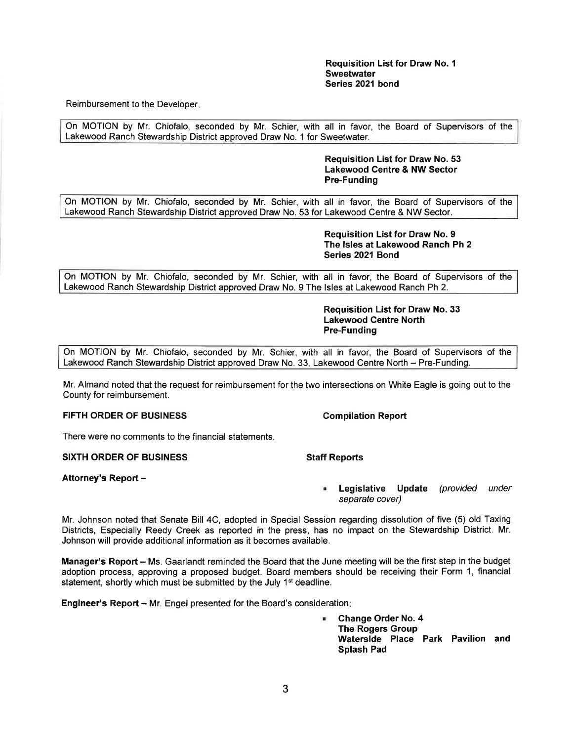**Requisition List for Draw No. 1**
**Sweetwater**
**Series 2021 bond**

Reimbursement to the Developer.

On MOTION by Mr. Chiofalo, seconded by Mr. Schier, with all in favor, the Board of Supervisors of the Lakewood Ranch Stewardship District approved Draw No. 1 for Sweetwater.

**Requisition List for Draw No. 53**
**Lakewood Centre & NW Sector**
**Pre-Funding**

On MOTION by Mr. Chiofalo, seconded by Mr. Schier, with all in favor, the Board of Supervisors of the Lakewood Ranch Stewardship District approved Draw No. 53 for Lakewood Centre & NW Sector.

**Requisition List for Draw No. 9**
**The Isles at Lakewood Ranch Ph 2**
**Series 2021 Bond**

On MOTION by Mr. Chiofalo, seconded by Mr. Schier, with all in favor, the Board of Supervisors of the Lakewood Ranch Stewardship District approved Draw No. 9 The Isles at Lakewood Ranch Ph 2.

**Requisition List for Draw No. 33**
**Lakewood Centre North**
**Pre-Funding**

On MOTION by Mr. Chiofalo, seconded by Mr. Schier, with all in favor, the Board of Supervisors of the Lakewood Ranch Stewardship District approved Draw No. 33, Lakewood Centre North – Pre-Funding.

Mr. Almand noted that the request for reimbursement for the two intersections on White Eagle is going out to the County for reimbursement.

**FIFTH ORDER OF BUSINESS** **Compilation Report**

There were no comments to the financial statements.

**SIXTH ORDER OF BUSINESS** **Staff Reports**

**Attorney's Report –**

- **Legislative Update** *(provided under separate cover)*

Mr. Johnson noted that Senate Bill 4C, adopted in Special Session regarding dissolution of five (5) old Taxing Districts, Especially Reedy Creek as reported in the press, has no impact on the Stewardship District. Mr. Johnson will provide additional information as it becomes available.

**Manager's Report –** Ms. Gaarlandt reminded the Board that the June meeting will be the first step in the budget adoption process, approving a proposed budget. Board members should be receiving their Form 1, financial statement, shortly which must be submitted by the July 1st deadline.

**Engineer's Report –** Mr. Engel presented for the Board's consideration:

- **Change Order No. 4**
  **The Rogers Group**
  **Waterside Place Park Pavilion and Splash Pad**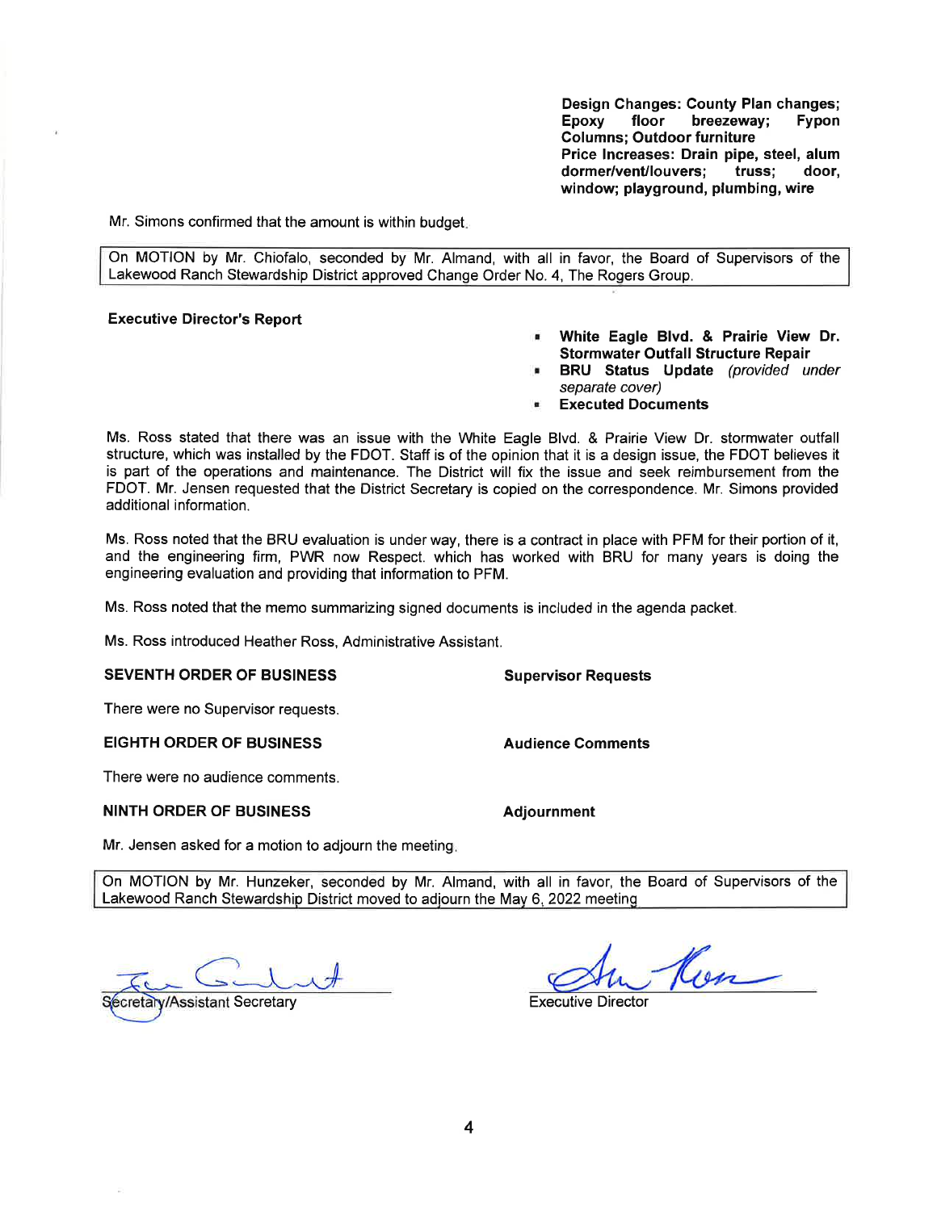**Design Changes: County Plan changes; Epoxy floor breezeway; Fypon Columns; Outdoor furniture**
**Price Increases: Drain pipe, steel, alum dormer/vent/louvers; truss; door, window; playground, plumbing, wire**

Mr. Simons confirmed that the amount is within budget.

On MOTION by Mr. Chiofalo, seconded by Mr. Almand, with all in favor, the Board of Supervisors of the Lakewood Ranch Stewardship District approved Change Order No. 4, The Rogers Group.

**Executive Director's Report**

- **White Eagle Blvd. & Prairie View Dr. Stormwater Outfall Structure Repair**
- **BRU Status Update** *(provided under separate cover)*
- **Executed Documents**

Ms. Ross stated that there was an issue with the White Eagle Blvd. & Prairie View Dr. stormwater outfall structure, which was installed by the FDOT. Staff is of the opinion that it is a design issue, the FDOT believes it is part of the operations and maintenance. The District will fix the issue and seek reimbursement from the FDOT. Mr. Jensen requested that the District Secretary is copied on the correspondence. Mr. Simons provided additional information.

Ms. Ross noted that the BRU evaluation is under way, there is a contract in place with PFM for their portion of it, and the engineering firm, PWR now Respect. which has worked with BRU for many years is doing the engineering evaluation and providing that information to PFM.

Ms. Ross noted that the memo summarizing signed documents is included in the agenda packet.

Ms. Ross introduced Heather Ross, Administrative Assistant.

**SEVENTH ORDER OF BUSINESS** **Supervisor Requests**

There were no Supervisor requests.

**EIGHTH ORDER OF BUSINESS** **Audience Comments**

There were no audience comments.

**NINTH ORDER OF BUSINESS** **Adjournment**

Mr. Jensen asked for a motion to adjourn the meeting.

On MOTION by Mr. Hunzeker, seconded by Mr. Almand, with all in favor, the Board of Supervisors of the Lakewood Ranch Stewardship District moved to adjourn the May 6, 2022 meeting

Secretary/Assistant Secretary

Executive Director